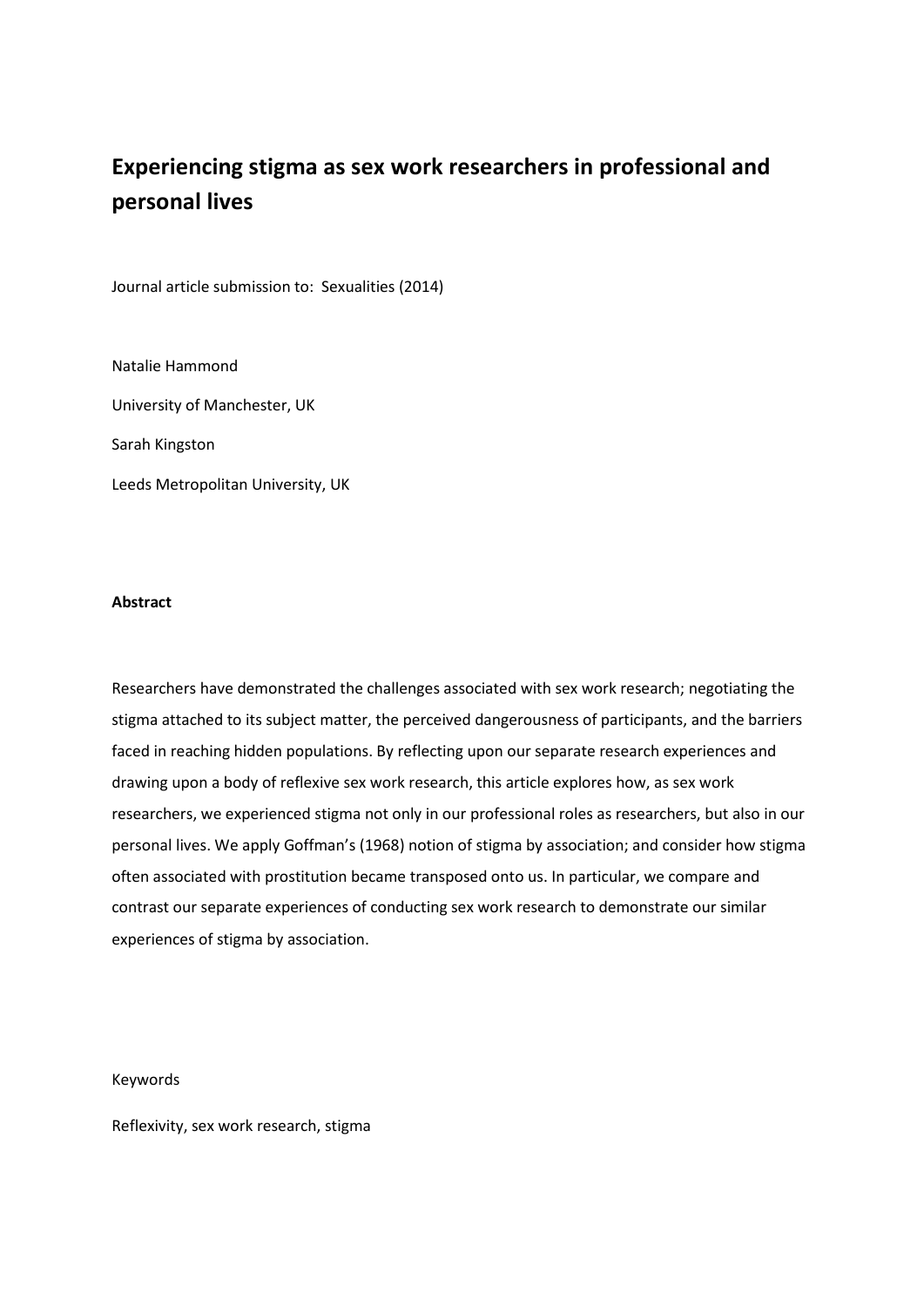# Experiencing stigma as sex work researchers in professional and personal lives

Journal article submission to: Sexualities (2014)

Natalie Hammond

University of Manchester, UK

Sarah Kingston

Leeds Metropolitan University, UK

**Abstract**

Researchers have demonstrated the challenges associated with sex work research; negotiating the stigma attached to its subject matter, the perceived dangerousness of participants, and the barriers faced in reaching hidden populations. By reflecting upon our separate research experiences and drawing upon a body of reflexive sex work research, this article explores how, as sex work researchers, we experienced stigma not only in our professional roles as researchers, but also in our personal lives. We apply Goffman's (1968) notion of stigma by association; and consider how stigma often associated with prostitution became transposed onto us. In particular, we compare and contrast our separate experiences of conducting sex work research to demonstrate our similar experiences of stigma by association.

Keywords

Reflexivity, sex work research, stigma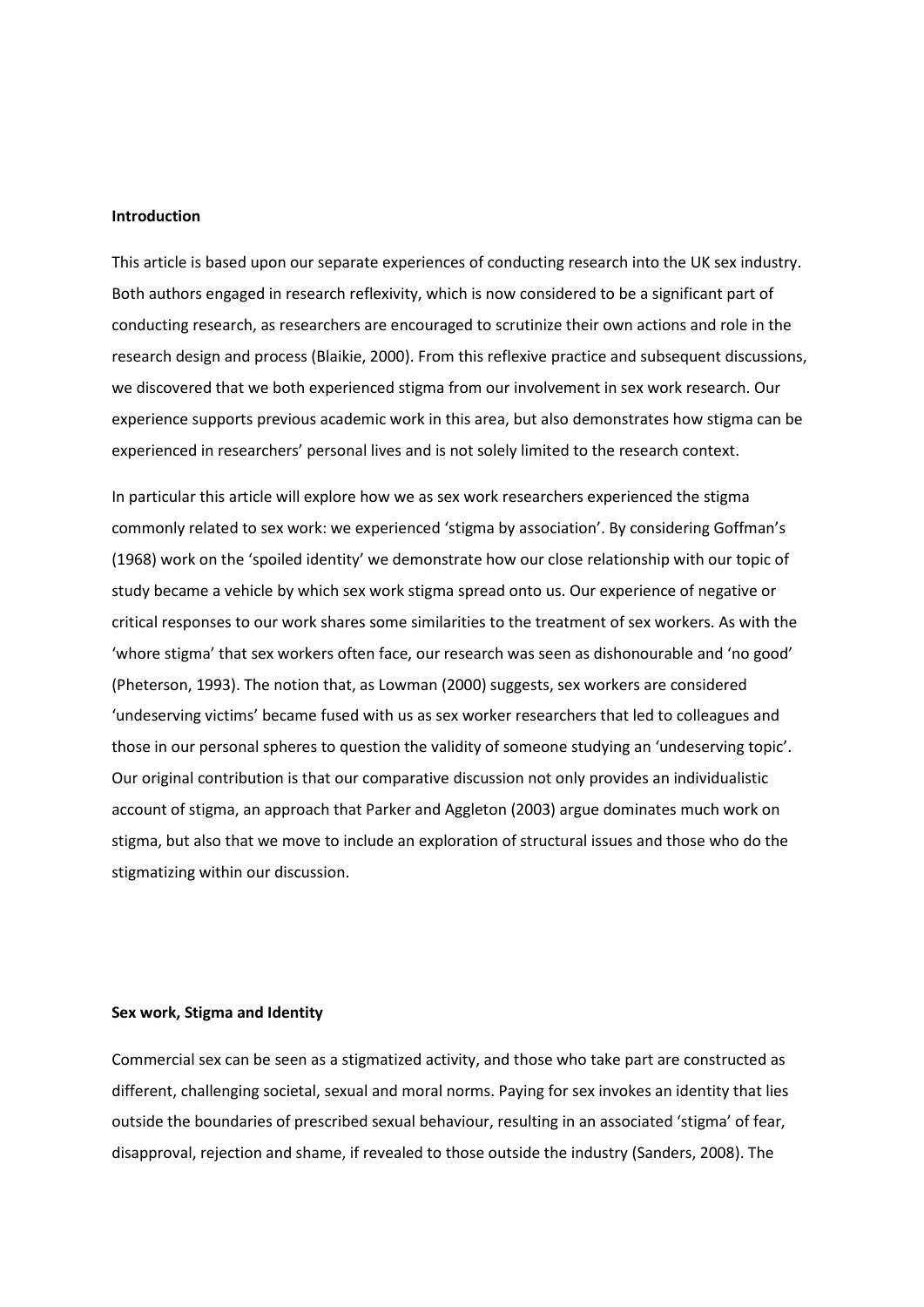## Introduction

This article is based upon our separate experiences of conducting research into the UK sex industry. Both authors engaged in research reflexivity, which is now considered to be a significant part of conducting research, as researchers are encouraged to scrutinize their own actions and role in the research design and process (Blaikie, 2000). From this reflexive practice and subsequent discussions, we discovered that we both experienced stigma from our involvement in sex work research. Our experience supports previous academic work in this area, but also demonstrates how stigma can be experienced in researchers' personal lives and is not solely limited to the research context.

In particular this article will explore how we as sex work researchers experienced the stigma commonly related to sex work: we experienced 'stigma by association'. By considering Goffman's (1968) work on the 'spoiled identity' we demonstrate how our close relationship with our topic of study became a vehicle by which sex work stigma spread onto us. Our experience of negative or critical responses to our work shares some similarities to the treatment of sex workers. As with the 'whore stigma' that sex workers often face, our research was seen as dishonourable and 'no good' (Pheterson, 1993). The notion that, as Lowman (2000) suggests, sex workers are considered 'undeserving victims' became fused with us as sex worker researchers that led to colleagues and those in our personal spheres to question the validity of someone studying an 'undeserving topic'. Our original contribution is that our comparative discussion not only provides an individualistic account of stigma, an approach that Parker and Aggleton (2003) argue dominates much work on stigma, but also that we move to include an exploration of structural issues and those who do the stigmatizing within our discussion.

## Sex work, Stigma and Identity

Commercial sex can be seen as a stigmatized activity, and those who take part are constructed as different, challenging societal, sexual and moral norms. Paying for sex invokes an identity that lies outside the boundaries of prescribed sexual behaviour, resulting in an associated 'stigma' of fear, disapproval, rejection and shame, if revealed to those outside the industry (Sanders, 2008). The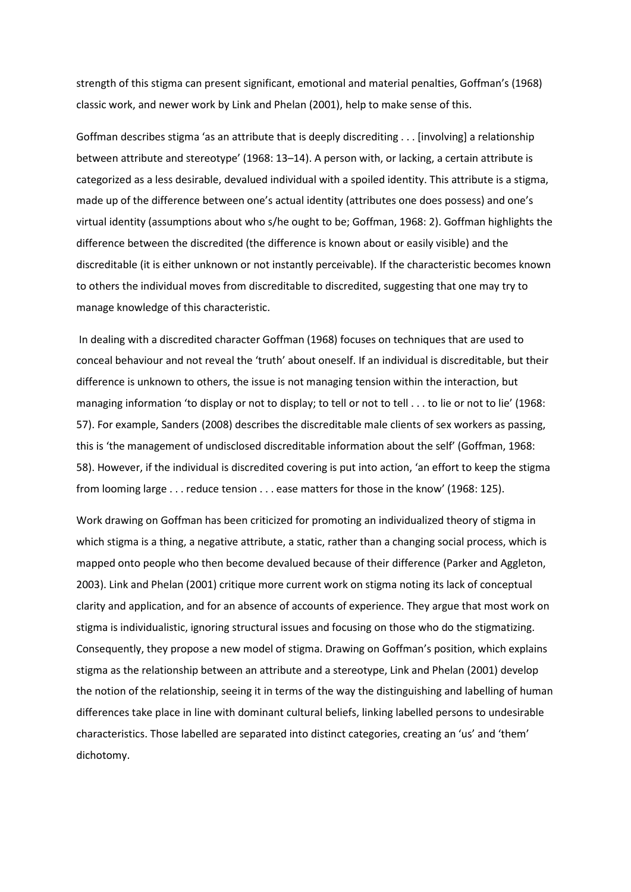strength of this stigma can present significant, emotional and material penalties, Goffman's (1968) classic work, and newer work by Link and Phelan (2001), help to make sense of this.

Goffman describes stigma 'as an attribute that is deeply discrediting . . . [involving] a relationship between attribute and stereotype' (1968: 13–14). A person with, or lacking, a certain attribute is categorized as a less desirable, devalued individual with a spoiled identity. This attribute is a stigma, made up of the difference between one's actual identity (attributes one does possess) and one's virtual identity (assumptions about who s/he ought to be; Goffman, 1968: 2). Goffman highlights the difference between the discredited (the difference is known about or easily visible) and the discreditable (it is either unknown or not instantly perceivable). If the characteristic becomes known to others the individual moves from discreditable to discredited, suggesting that one may try to manage knowledge of this characteristic.

In dealing with a discredited character Goffman (1968) focuses on techniques that are used to conceal behaviour and not reveal the 'truth' about oneself. If an individual is discreditable, but their difference is unknown to others, the issue is not managing tension within the interaction, but managing information 'to display or not to display; to tell or not to tell . . . to lie or not to lie' (1968: 57). For example, Sanders (2008) describes the discreditable male clients of sex workers as passing, this is 'the management of undisclosed discreditable information about the self' (Goffman, 1968: 58). However, if the individual is discredited covering is put into action, 'an effort to keep the stigma from looming large . . . reduce tension . . . ease matters for those in the know' (1968: 125).

Work drawing on Goffman has been criticized for promoting an individualized theory of stigma in which stigma is a thing, a negative attribute, a static, rather than a changing social process, which is mapped onto people who then become devalued because of their difference (Parker and Aggleton, 2003). Link and Phelan (2001) critique more current work on stigma noting its lack of conceptual clarity and application, and for an absence of accounts of experience. They argue that most work on stigma is individualistic, ignoring structural issues and focusing on those who do the stigmatizing. Consequently, they propose a new model of stigma. Drawing on Goffman's position, which explains stigma as the relationship between an attribute and a stereotype, Link and Phelan (2001) develop the notion of the relationship, seeing it in terms of the way the distinguishing and labelling of human differences take place in line with dominant cultural beliefs, linking labelled persons to undesirable characteristics. Those labelled are separated into distinct categories, creating an 'us' and 'them' dichotomy.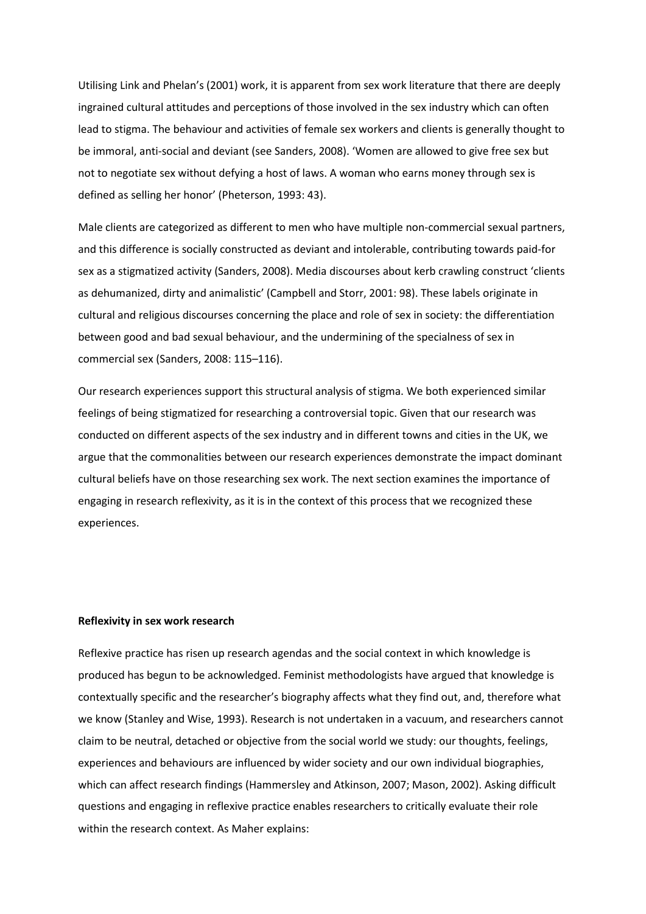Utilising Link and Phelan's (2001) work, it is apparent from sex work literature that there are deeply ingrained cultural attitudes and perceptions of those involved in the sex industry which can often lead to stigma. The behaviour and activities of female sex workers and clients is generally thought to be immoral, anti-social and deviant (see Sanders, 2008). 'Women are allowed to give free sex but not to negotiate sex without defying a host of laws. A woman who earns money through sex is defined as selling her honor' (Pheterson, 1993: 43).

Male clients are categorized as different to men who have multiple non-commercial sexual partners, and this difference is socially constructed as deviant and intolerable, contributing towards paid-for sex as a stigmatized activity (Sanders, 2008). Media discourses about kerb crawling construct 'clients as dehumanized, dirty and animalistic' (Campbell and Storr, 2001: 98). These labels originate in cultural and religious discourses concerning the place and role of sex in society: the differentiation between good and bad sexual behaviour, and the undermining of the specialness of sex in commercial sex (Sanders, 2008: 115–116).

Our research experiences support this structural analysis of stigma. We both experienced similar feelings of being stigmatized for researching a controversial topic. Given that our research was conducted on different aspects of the sex industry and in different towns and cities in the UK, we argue that the commonalities between our research experiences demonstrate the impact dominant cultural beliefs have on those researching sex work. The next section examines the importance of engaging in research reflexivity, as it is in the context of this process that we recognized these experiences.

**Reflexivity in sex work research**

Reflexive practice has risen up research agendas and the social context in which knowledge is produced has begun to be acknowledged. Feminist methodologists have argued that knowledge is contextually specific and the researcher's biography affects what they find out, and, therefore what we know (Stanley and Wise, 1993). Research is not undertaken in a vacuum, and researchers cannot claim to be neutral, detached or objective from the social world we study: our thoughts, feelings, experiences and behaviours are influenced by wider society and our own individual biographies, which can affect research findings (Hammersley and Atkinson, 2007; Mason, 2002). Asking difficult questions and engaging in reflexive practice enables researchers to critically evaluate their role within the research context. As Maher explains: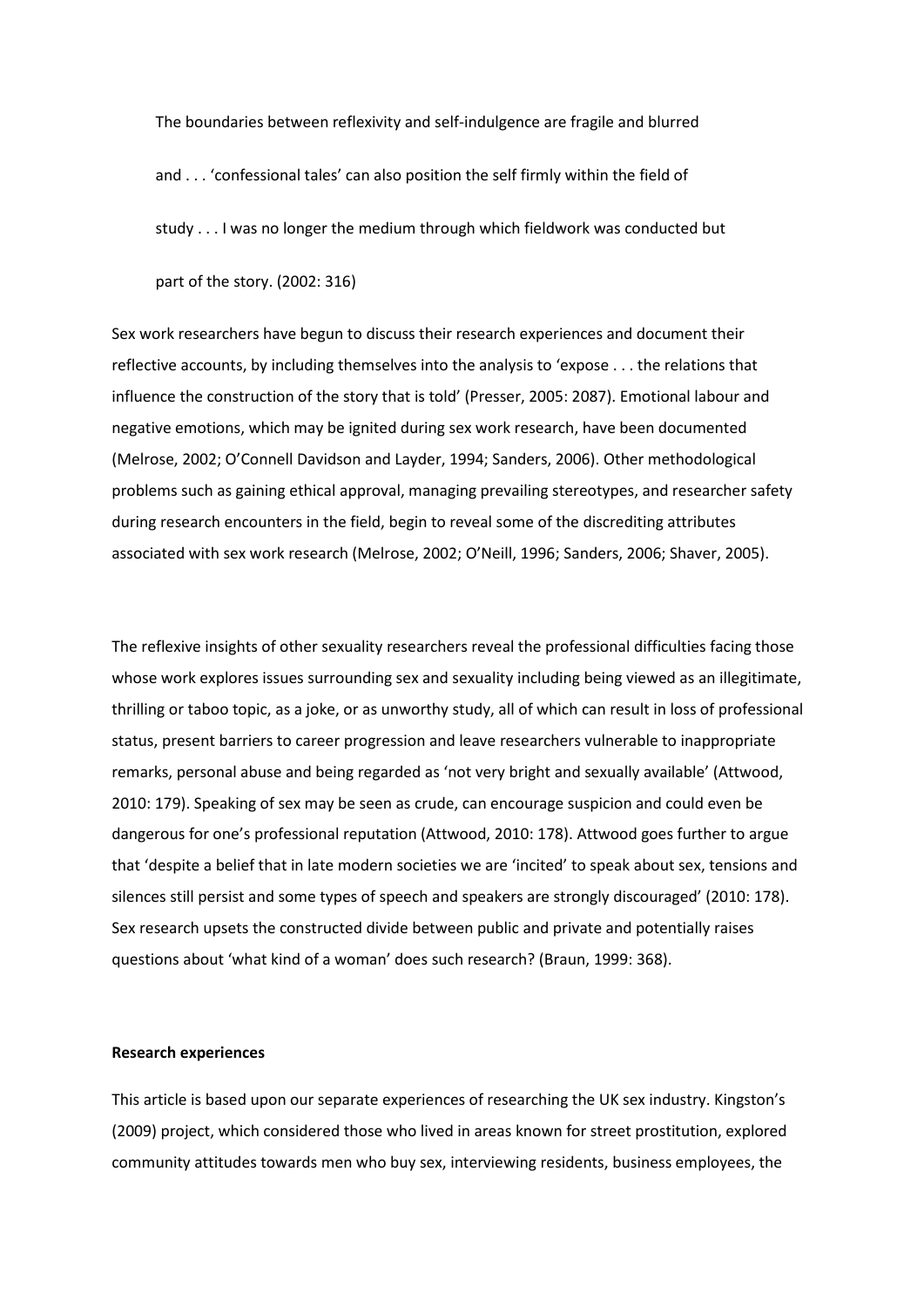> The boundaries between reflexivity and self-indulgence are fragile and blurred and . . . 'confessional tales' can also position the self firmly within the field of study . . . I was no longer the medium through which fieldwork was conducted but part of the story. (2002: 316)

Sex work researchers have begun to discuss their research experiences and document their reflective accounts, by including themselves into the analysis to 'expose . . . the relations that influence the construction of the story that is told' (Presser, 2005: 2087). Emotional labour and negative emotions, which may be ignited during sex work research, have been documented (Melrose, 2002; O'Connell Davidson and Layder, 1994; Sanders, 2006). Other methodological problems such as gaining ethical approval, managing prevailing stereotypes, and researcher safety during research encounters in the field, begin to reveal some of the discrediting attributes associated with sex work research (Melrose, 2002; O'Neill, 1996; Sanders, 2006; Shaver, 2005).

The reflexive insights of other sexuality researchers reveal the professional difficulties facing those whose work explores issues surrounding sex and sexuality including being viewed as an illegitimate, thrilling or taboo topic, as a joke, or as unworthy study, all of which can result in loss of professional status, present barriers to career progression and leave researchers vulnerable to inappropriate remarks, personal abuse and being regarded as 'not very bright and sexually available' (Attwood, 2010: 179). Speaking of sex may be seen as crude, can encourage suspicion and could even be dangerous for one's professional reputation (Attwood, 2010: 178). Attwood goes further to argue that 'despite a belief that in late modern societies we are 'incited' to speak about sex, tensions and silences still persist and some types of speech and speakers are strongly discouraged' (2010: 178). Sex research upsets the constructed divide between public and private and potentially raises questions about 'what kind of a woman' does such research? (Braun, 1999: 368).

**Research experiences**

This article is based upon our separate experiences of researching the UK sex industry. Kingston's (2009) project, which considered those who lived in areas known for street prostitution, explored community attitudes towards men who buy sex, interviewing residents, business employees, the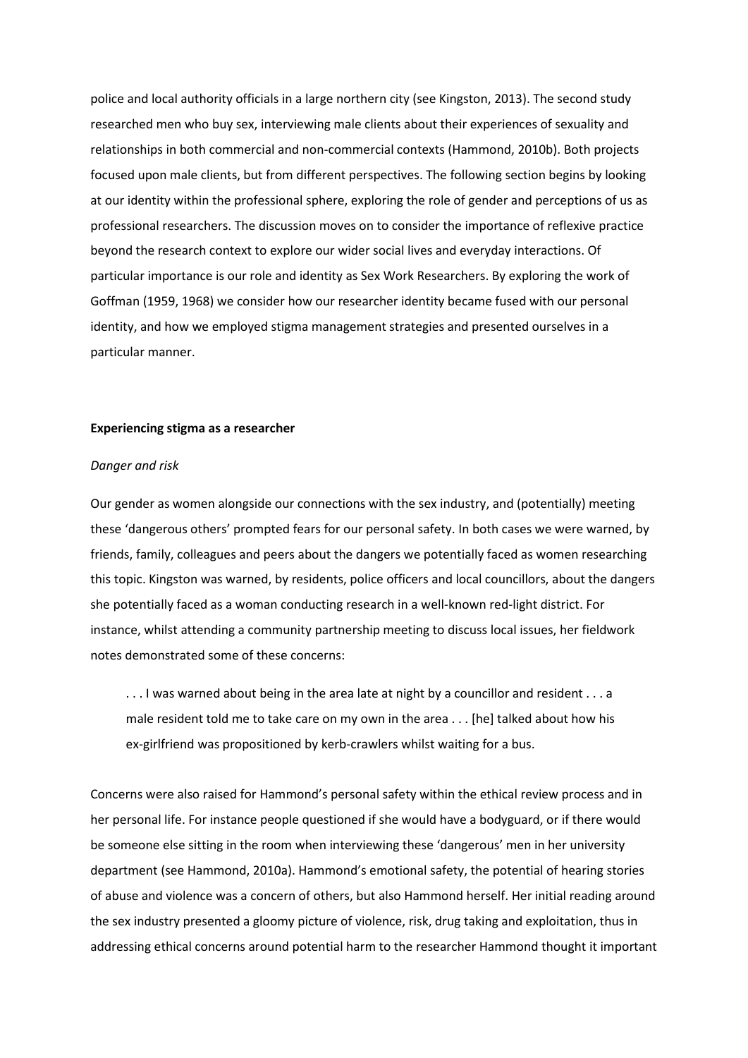police and local authority officials in a large northern city (see Kingston, 2013). The second study researched men who buy sex, interviewing male clients about their experiences of sexuality and relationships in both commercial and non-commercial contexts (Hammond, 2010b). Both projects focused upon male clients, but from different perspectives. The following section begins by looking at our identity within the professional sphere, exploring the role of gender and perceptions of us as professional researchers. The discussion moves on to consider the importance of reflexive practice beyond the research context to explore our wider social lives and everyday interactions. Of particular importance is our role and identity as Sex Work Researchers. By exploring the work of Goffman (1959, 1968) we consider how our researcher identity became fused with our personal identity, and how we employed stigma management strategies and presented ourselves in a particular manner.

## Experiencing stigma as a researcher

### *Danger and risk*

Our gender as women alongside our connections with the sex industry, and (potentially) meeting these 'dangerous others' prompted fears for our personal safety. In both cases we were warned, by friends, family, colleagues and peers about the dangers we potentially faced as women researching this topic. Kingston was warned, by residents, police officers and local councillors, about the dangers she potentially faced as a woman conducting research in a well-known red-light district. For instance, whilst attending a community partnership meeting to discuss local issues, her fieldwork notes demonstrated some of these concerns:

> . . . I was warned about being in the area late at night by a councillor and resident . . . a male resident told me to take care on my own in the area . . . [he] talked about how his ex-girlfriend was propositioned by kerb-crawlers whilst waiting for a bus.

Concerns were also raised for Hammond's personal safety within the ethical review process and in her personal life. For instance people questioned if she would have a bodyguard, or if there would be someone else sitting in the room when interviewing these 'dangerous' men in her university department (see Hammond, 2010a). Hammond's emotional safety, the potential of hearing stories of abuse and violence was a concern of others, but also Hammond herself. Her initial reading around the sex industry presented a gloomy picture of violence, risk, drug taking and exploitation, thus in addressing ethical concerns around potential harm to the researcher Hammond thought it important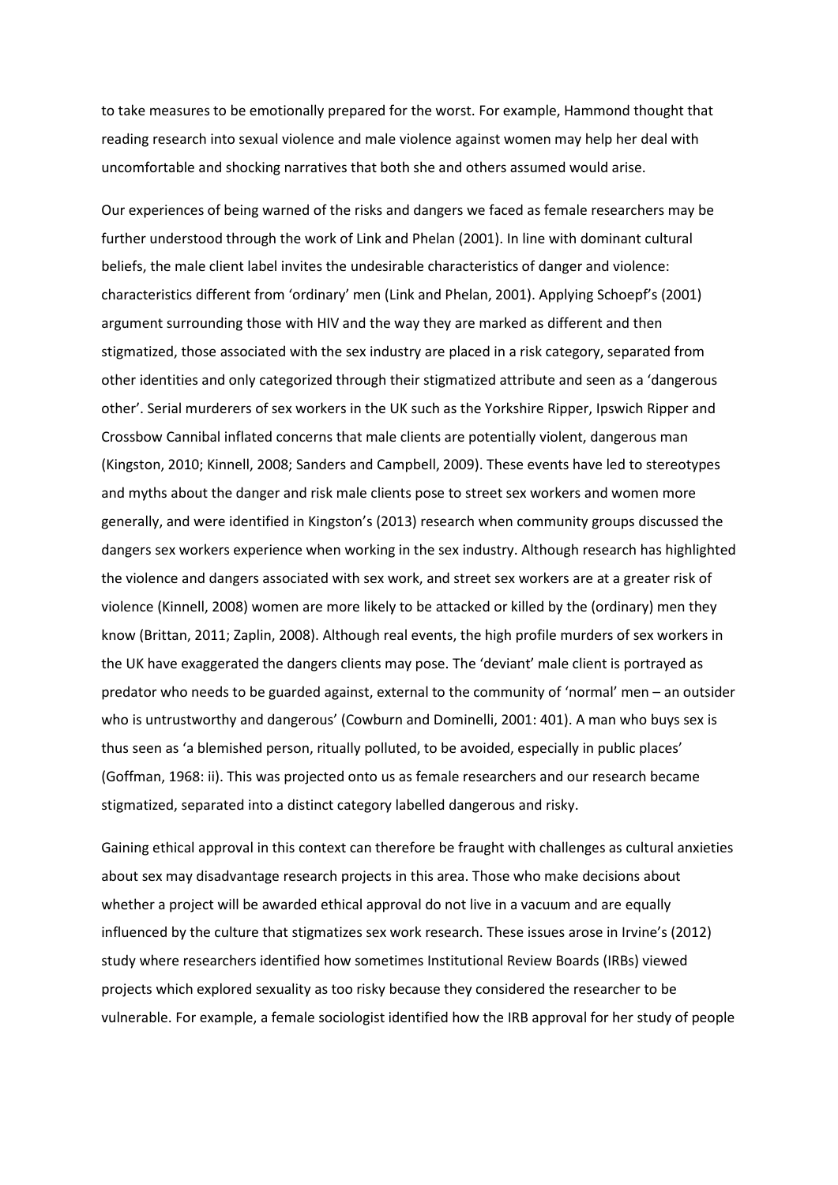to take measures to be emotionally prepared for the worst. For example, Hammond thought that reading research into sexual violence and male violence against women may help her deal with uncomfortable and shocking narratives that both she and others assumed would arise.

Our experiences of being warned of the risks and dangers we faced as female researchers may be further understood through the work of Link and Phelan (2001). In line with dominant cultural beliefs, the male client label invites the undesirable characteristics of danger and violence: characteristics different from 'ordinary' men (Link and Phelan, 2001). Applying Schoepf's (2001) argument surrounding those with HIV and the way they are marked as different and then stigmatized, those associated with the sex industry are placed in a risk category, separated from other identities and only categorized through their stigmatized attribute and seen as a 'dangerous other'. Serial murderers of sex workers in the UK such as the Yorkshire Ripper, Ipswich Ripper and Crossbow Cannibal inflated concerns that male clients are potentially violent, dangerous man (Kingston, 2010; Kinnell, 2008; Sanders and Campbell, 2009). These events have led to stereotypes and myths about the danger and risk male clients pose to street sex workers and women more generally, and were identified in Kingston's (2013) research when community groups discussed the dangers sex workers experience when working in the sex industry. Although research has highlighted the violence and dangers associated with sex work, and street sex workers are at a greater risk of violence (Kinnell, 2008) women are more likely to be attacked or killed by the (ordinary) men they know (Brittan, 2011; Zaplin, 2008). Although real events, the high profile murders of sex workers in the UK have exaggerated the dangers clients may pose. The 'deviant' male client is portrayed as predator who needs to be guarded against, external to the community of 'normal' men – an outsider who is untrustworthy and dangerous' (Cowburn and Dominelli, 2001: 401). A man who buys sex is thus seen as 'a blemished person, ritually polluted, to be avoided, especially in public places' (Goffman, 1968: ii). This was projected onto us as female researchers and our research became stigmatized, separated into a distinct category labelled dangerous and risky.

Gaining ethical approval in this context can therefore be fraught with challenges as cultural anxieties about sex may disadvantage research projects in this area. Those who make decisions about whether a project will be awarded ethical approval do not live in a vacuum and are equally influenced by the culture that stigmatizes sex work research. These issues arose in Irvine's (2012) study where researchers identified how sometimes Institutional Review Boards (IRBs) viewed projects which explored sexuality as too risky because they considered the researcher to be vulnerable. For example, a female sociologist identified how the IRB approval for her study of people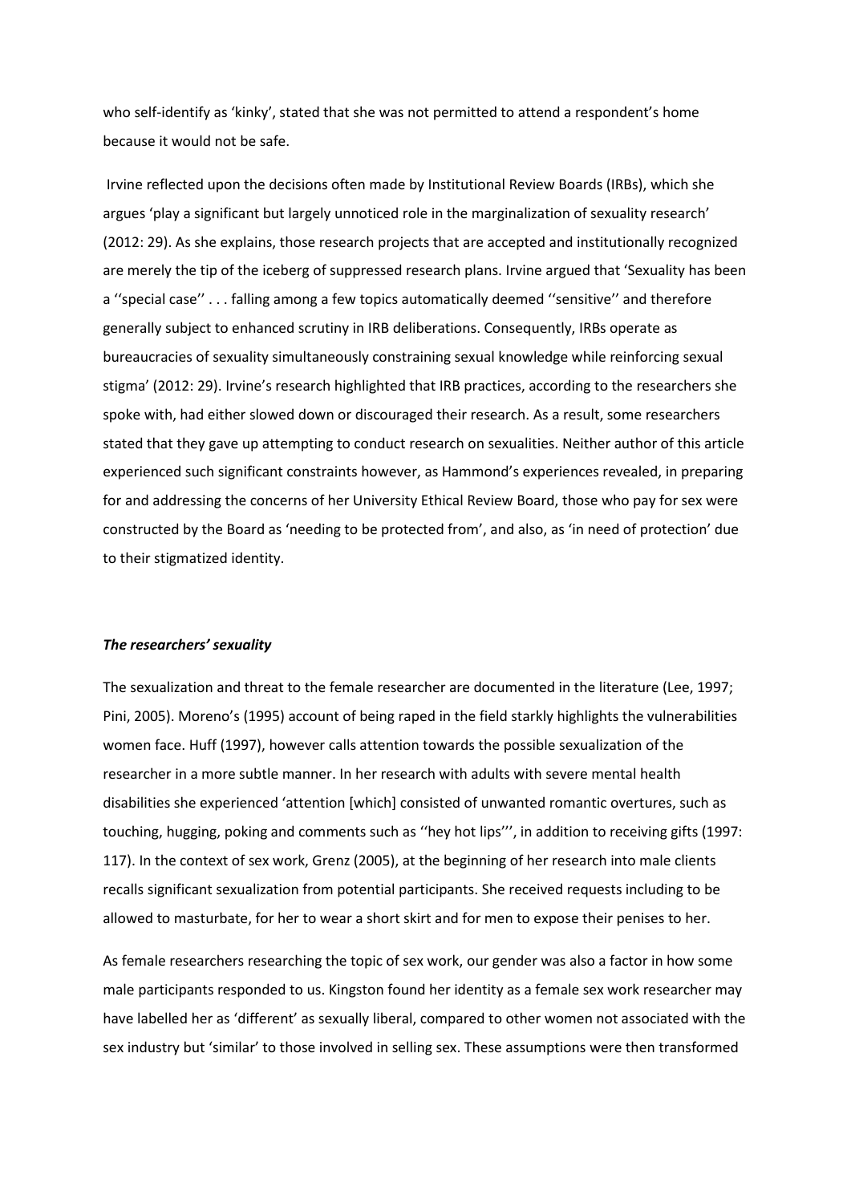who self-identify as 'kinky', stated that she was not permitted to attend a respondent's home because it would not be safe.

Irvine reflected upon the decisions often made by Institutional Review Boards (IRBs), which she argues 'play a significant but largely unnoticed role in the marginalization of sexuality research' (2012: 29). As she explains, those research projects that are accepted and institutionally recognized are merely the tip of the iceberg of suppressed research plans. Irvine argued that 'Sexuality has been a ''special case'' . . . falling among a few topics automatically deemed ''sensitive'' and therefore generally subject to enhanced scrutiny in IRB deliberations. Consequently, IRBs operate as bureaucracies of sexuality simultaneously constraining sexual knowledge while reinforcing sexual stigma' (2012: 29). Irvine's research highlighted that IRB practices, according to the researchers she spoke with, had either slowed down or discouraged their research. As a result, some researchers stated that they gave up attempting to conduct research on sexualities. Neither author of this article experienced such significant constraints however, as Hammond's experiences revealed, in preparing for and addressing the concerns of her University Ethical Review Board, those who pay for sex were constructed by the Board as 'needing to be protected from', and also, as 'in need of protection' due to their stigmatized identity.

### *The researchers' sexuality*

The sexualization and threat to the female researcher are documented in the literature (Lee, 1997; Pini, 2005). Moreno's (1995) account of being raped in the field starkly highlights the vulnerabilities women face. Huff (1997), however calls attention towards the possible sexualization of the researcher in a more subtle manner. In her research with adults with severe mental health disabilities she experienced 'attention [which] consisted of unwanted romantic overtures, such as touching, hugging, poking and comments such as ''hey hot lips''', in addition to receiving gifts (1997: 117). In the context of sex work, Grenz (2005), at the beginning of her research into male clients recalls significant sexualization from potential participants. She received requests including to be allowed to masturbate, for her to wear a short skirt and for men to expose their penises to her.

As female researchers researching the topic of sex work, our gender was also a factor in how some male participants responded to us. Kingston found her identity as a female sex work researcher may have labelled her as 'different' as sexually liberal, compared to other women not associated with the sex industry but 'similar' to those involved in selling sex. These assumptions were then transformed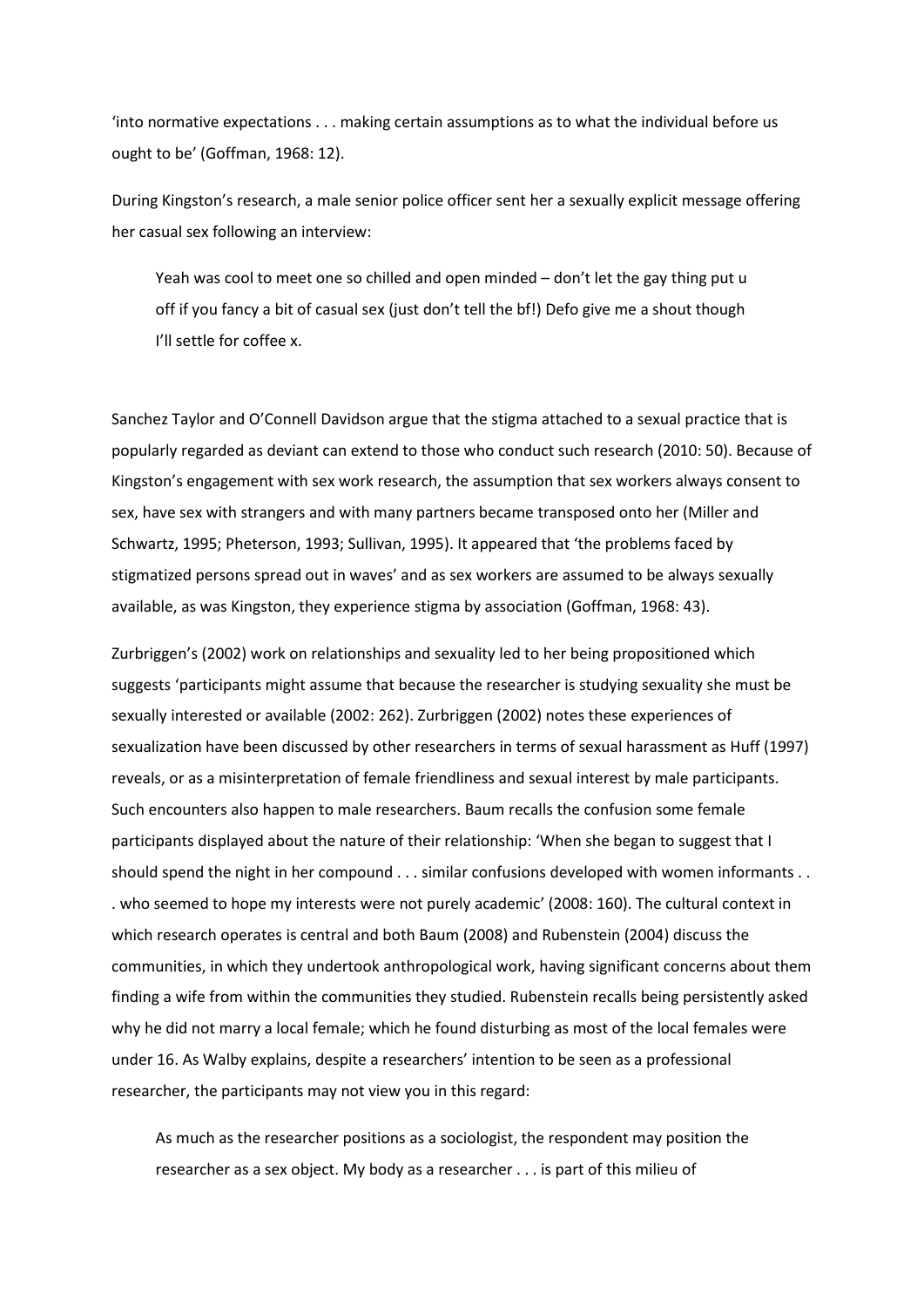'into normative expectations . . . making certain assumptions as to what the individual before us ought to be' (Goffman, 1968: 12).

During Kingston's research, a male senior police officer sent her a sexually explicit message offering her casual sex following an interview:

> Yeah was cool to meet one so chilled and open minded – don't let the gay thing put u off if you fancy a bit of casual sex (just don't tell the bf!) Defo give me a shout though I'll settle for coffee x.

Sanchez Taylor and O'Connell Davidson argue that the stigma attached to a sexual practice that is popularly regarded as deviant can extend to those who conduct such research (2010: 50). Because of Kingston's engagement with sex work research, the assumption that sex workers always consent to sex, have sex with strangers and with many partners became transposed onto her (Miller and Schwartz, 1995; Pheterson, 1993; Sullivan, 1995). It appeared that 'the problems faced by stigmatized persons spread out in waves' and as sex workers are assumed to be always sexually available, as was Kingston, they experience stigma by association (Goffman, 1968: 43).

Zurbriggen's (2002) work on relationships and sexuality led to her being propositioned which suggests 'participants might assume that because the researcher is studying sexuality she must be sexually interested or available (2002: 262). Zurbriggen (2002) notes these experiences of sexualization have been discussed by other researchers in terms of sexual harassment as Huff (1997) reveals, or as a misinterpretation of female friendliness and sexual interest by male participants. Such encounters also happen to male researchers. Baum recalls the confusion some female participants displayed about the nature of their relationship: 'When she began to suggest that I should spend the night in her compound . . . similar confusions developed with women informants . . . who seemed to hope my interests were not purely academic' (2008: 160). The cultural context in which research operates is central and both Baum (2008) and Rubenstein (2004) discuss the communities, in which they undertook anthropological work, having significant concerns about them finding a wife from within the communities they studied. Rubenstein recalls being persistently asked why he did not marry a local female; which he found disturbing as most of the local females were under 16. As Walby explains, despite a researchers' intention to be seen as a professional researcher, the participants may not view you in this regard:

> As much as the researcher positions as a sociologist, the respondent may position the researcher as a sex object. My body as a researcher . . . is part of this milieu of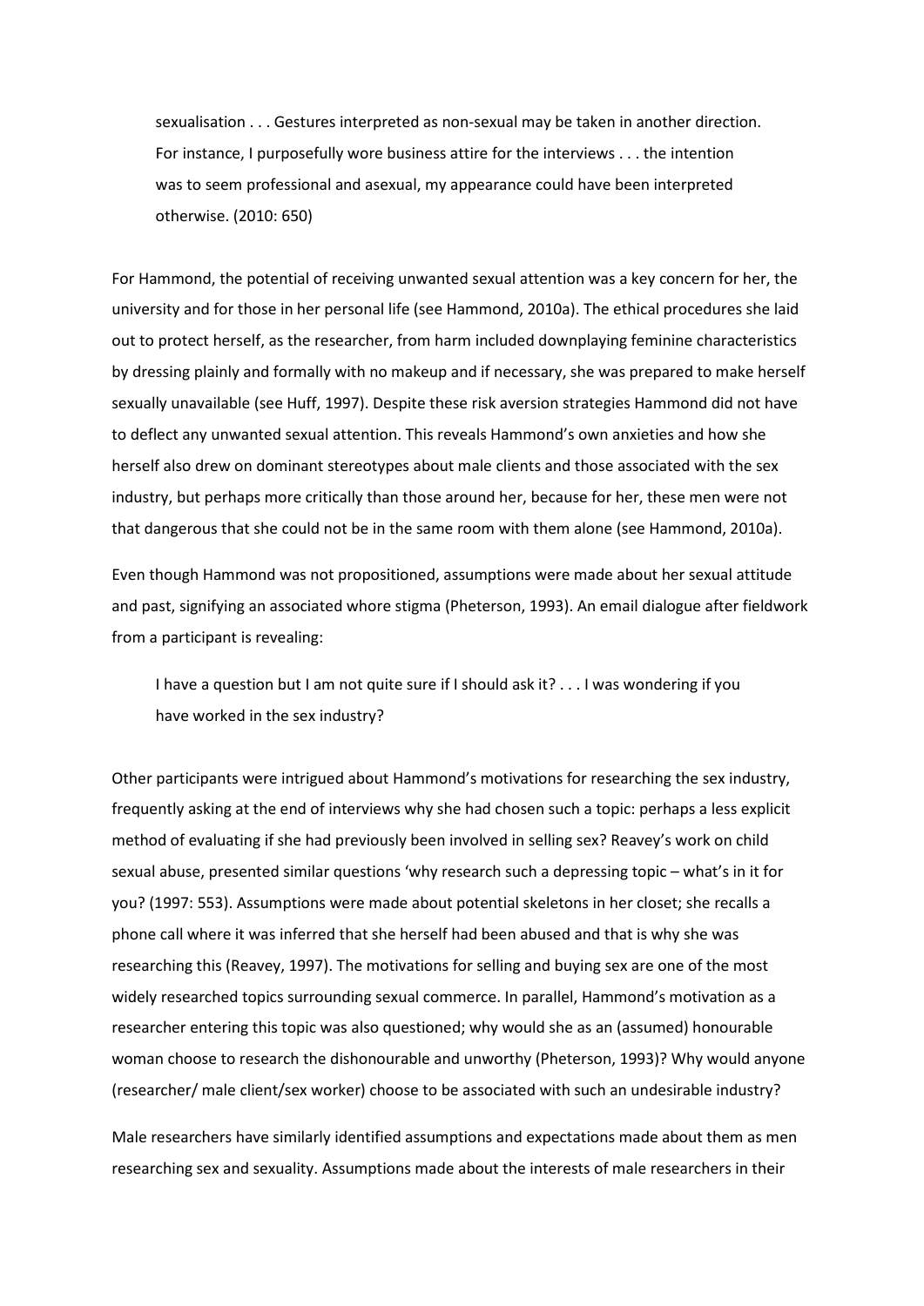> sexualisation . . . Gestures interpreted as non-sexual may be taken in another direction. For instance, I purposefully wore business attire for the interviews . . . the intention was to seem professional and asexual, my appearance could have been interpreted otherwise. (2010: 650)

For Hammond, the potential of receiving unwanted sexual attention was a key concern for her, the university and for those in her personal life (see Hammond, 2010a). The ethical procedures she laid out to protect herself, as the researcher, from harm included downplaying feminine characteristics by dressing plainly and formally with no makeup and if necessary, she was prepared to make herself sexually unavailable (see Huff, 1997). Despite these risk aversion strategies Hammond did not have to deflect any unwanted sexual attention. This reveals Hammond's own anxieties and how she herself also drew on dominant stereotypes about male clients and those associated with the sex industry, but perhaps more critically than those around her, because for her, these men were not that dangerous that she could not be in the same room with them alone (see Hammond, 2010a).

Even though Hammond was not propositioned, assumptions were made about her sexual attitude and past, signifying an associated whore stigma (Pheterson, 1993). An email dialogue after fieldwork from a participant is revealing:

> I have a question but I am not quite sure if I should ask it? . . . I was wondering if you have worked in the sex industry?

Other participants were intrigued about Hammond's motivations for researching the sex industry, frequently asking at the end of interviews why she had chosen such a topic: perhaps a less explicit method of evaluating if she had previously been involved in selling sex? Reavey's work on child sexual abuse, presented similar questions 'why research such a depressing topic – what's in it for you? (1997: 553). Assumptions were made about potential skeletons in her closet; she recalls a phone call where it was inferred that she herself had been abused and that is why she was researching this (Reavey, 1997). The motivations for selling and buying sex are one of the most widely researched topics surrounding sexual commerce. In parallel, Hammond's motivation as a researcher entering this topic was also questioned; why would she as an (assumed) honourable woman choose to research the dishonourable and unworthy (Pheterson, 1993)? Why would anyone (researcher/ male client/sex worker) choose to be associated with such an undesirable industry?

Male researchers have similarly identified assumptions and expectations made about them as men researching sex and sexuality. Assumptions made about the interests of male researchers in their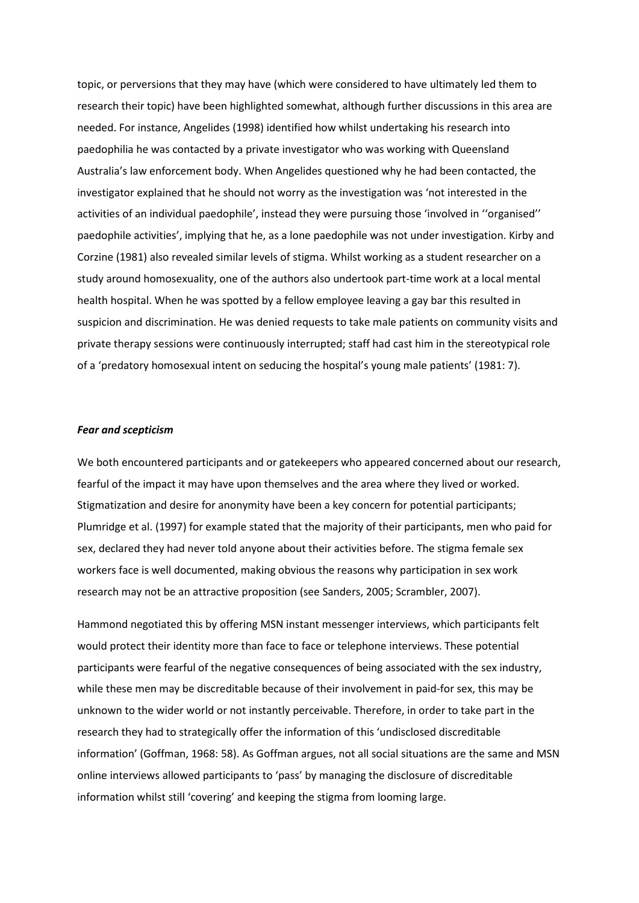topic, or perversions that they may have (which were considered to have ultimately led them to research their topic) have been highlighted somewhat, although further discussions in this area are needed. For instance, Angelides (1998) identified how whilst undertaking his research into paedophilia he was contacted by a private investigator who was working with Queensland Australia's law enforcement body. When Angelides questioned why he had been contacted, the investigator explained that he should not worry as the investigation was 'not interested in the activities of an individual paedophile', instead they were pursuing those 'involved in ''organised'' paedophile activities', implying that he, as a lone paedophile was not under investigation. Kirby and Corzine (1981) also revealed similar levels of stigma. Whilst working as a student researcher on a study around homosexuality, one of the authors also undertook part-time work at a local mental health hospital. When he was spotted by a fellow employee leaving a gay bar this resulted in suspicion and discrimination. He was denied requests to take male patients on community visits and private therapy sessions were continuously interrupted; staff had cast him in the stereotypical role of a 'predatory homosexual intent on seducing the hospital's young male patients' (1981: 7).

### ***Fear and scepticism***

We both encountered participants and or gatekeepers who appeared concerned about our research, fearful of the impact it may have upon themselves and the area where they lived or worked. Stigmatization and desire for anonymity have been a key concern for potential participants; Plumridge et al. (1997) for example stated that the majority of their participants, men who paid for sex, declared they had never told anyone about their activities before. The stigma female sex workers face is well documented, making obvious the reasons why participation in sex work research may not be an attractive proposition (see Sanders, 2005; Scrambler, 2007).

Hammond negotiated this by offering MSN instant messenger interviews, which participants felt would protect their identity more than face to face or telephone interviews. These potential participants were fearful of the negative consequences of being associated with the sex industry, while these men may be discreditable because of their involvement in paid-for sex, this may be unknown to the wider world or not instantly perceivable. Therefore, in order to take part in the research they had to strategically offer the information of this 'undisclosed discreditable information' (Goffman, 1968: 58). As Goffman argues, not all social situations are the same and MSN online interviews allowed participants to 'pass' by managing the disclosure of discreditable information whilst still 'covering' and keeping the stigma from looming large.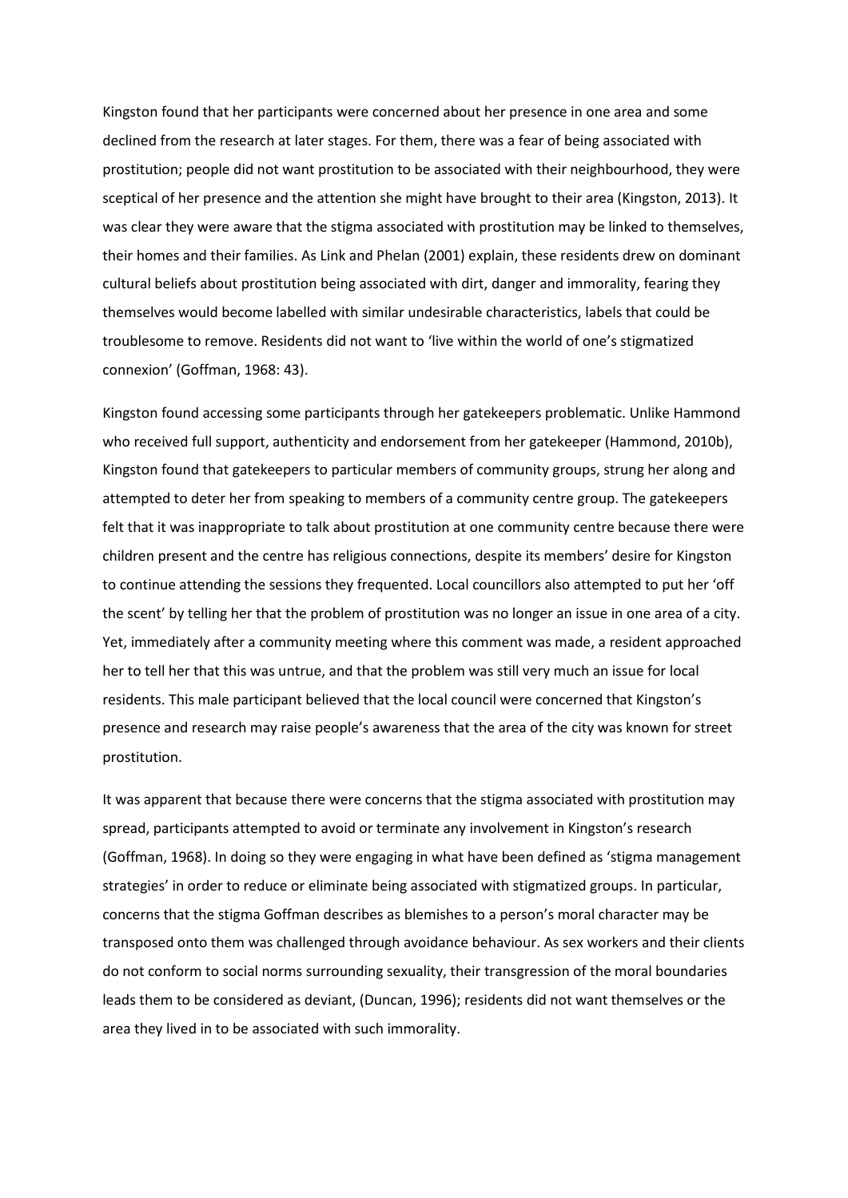Kingston found that her participants were concerned about her presence in one area and some declined from the research at later stages. For them, there was a fear of being associated with prostitution; people did not want prostitution to be associated with their neighbourhood, they were sceptical of her presence and the attention she might have brought to their area (Kingston, 2013). It was clear they were aware that the stigma associated with prostitution may be linked to themselves, their homes and their families. As Link and Phelan (2001) explain, these residents drew on dominant cultural beliefs about prostitution being associated with dirt, danger and immorality, fearing they themselves would become labelled with similar undesirable characteristics, labels that could be troublesome to remove. Residents did not want to 'live within the world of one's stigmatized connexion' (Goffman, 1968: 43).

Kingston found accessing some participants through her gatekeepers problematic. Unlike Hammond who received full support, authenticity and endorsement from her gatekeeper (Hammond, 2010b), Kingston found that gatekeepers to particular members of community groups, strung her along and attempted to deter her from speaking to members of a community centre group. The gatekeepers felt that it was inappropriate to talk about prostitution at one community centre because there were children present and the centre has religious connections, despite its members' desire for Kingston to continue attending the sessions they frequented. Local councillors also attempted to put her 'off the scent' by telling her that the problem of prostitution was no longer an issue in one area of a city. Yet, immediately after a community meeting where this comment was made, a resident approached her to tell her that this was untrue, and that the problem was still very much an issue for local residents. This male participant believed that the local council were concerned that Kingston's presence and research may raise people's awareness that the area of the city was known for street prostitution.

It was apparent that because there were concerns that the stigma associated with prostitution may spread, participants attempted to avoid or terminate any involvement in Kingston's research (Goffman, 1968). In doing so they were engaging in what have been defined as 'stigma management strategies' in order to reduce or eliminate being associated with stigmatized groups. In particular, concerns that the stigma Goffman describes as blemishes to a person's moral character may be transposed onto them was challenged through avoidance behaviour. As sex workers and their clients do not conform to social norms surrounding sexuality, their transgression of the moral boundaries leads them to be considered as deviant, (Duncan, 1996); residents did not want themselves or the area they lived in to be associated with such immorality.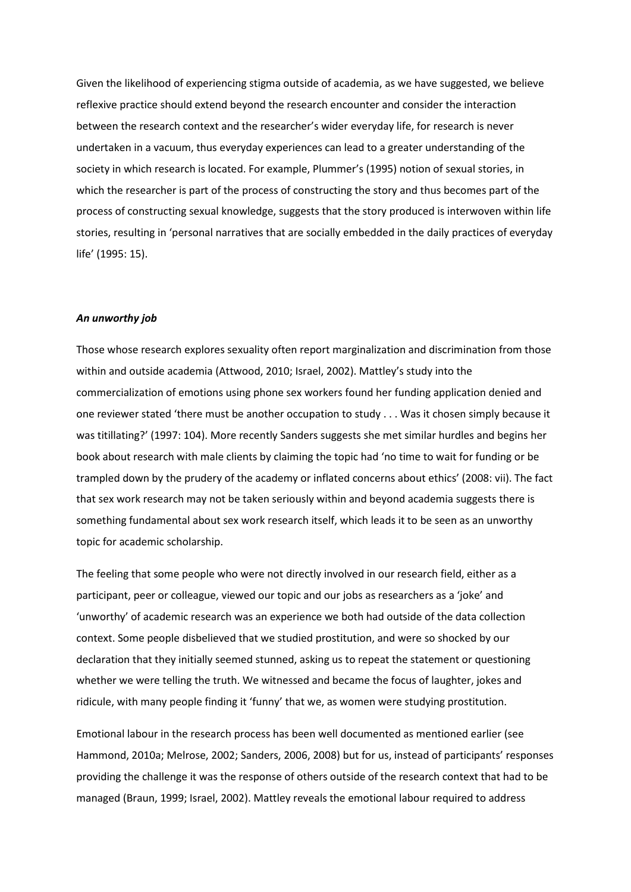Given the likelihood of experiencing stigma outside of academia, as we have suggested, we believe reflexive practice should extend beyond the research encounter and consider the interaction between the research context and the researcher's wider everyday life, for research is never undertaken in a vacuum, thus everyday experiences can lead to a greater understanding of the society in which research is located. For example, Plummer's (1995) notion of sexual stories, in which the researcher is part of the process of constructing the story and thus becomes part of the process of constructing sexual knowledge, suggests that the story produced is interwoven within life stories, resulting in 'personal narratives that are socially embedded in the daily practices of everyday life' (1995: 15).

***An unworthy job***

Those whose research explores sexuality often report marginalization and discrimination from those within and outside academia (Attwood, 2010; Israel, 2002). Mattley's study into the commercialization of emotions using phone sex workers found her funding application denied and one reviewer stated 'there must be another occupation to study . . . Was it chosen simply because it was titillating?' (1997: 104). More recently Sanders suggests she met similar hurdles and begins her book about research with male clients by claiming the topic had 'no time to wait for funding or be trampled down by the prudery of the academy or inflated concerns about ethics' (2008: vii). The fact that sex work research may not be taken seriously within and beyond academia suggests there is something fundamental about sex work research itself, which leads it to be seen as an unworthy topic for academic scholarship.

The feeling that some people who were not directly involved in our research field, either as a participant, peer or colleague, viewed our topic and our jobs as researchers as a 'joke' and 'unworthy' of academic research was an experience we both had outside of the data collection context. Some people disbelieved that we studied prostitution, and were so shocked by our declaration that they initially seemed stunned, asking us to repeat the statement or questioning whether we were telling the truth. We witnessed and became the focus of laughter, jokes and ridicule, with many people finding it 'funny' that we, as women were studying prostitution.

Emotional labour in the research process has been well documented as mentioned earlier (see Hammond, 2010a; Melrose, 2002; Sanders, 2006, 2008) but for us, instead of participants' responses providing the challenge it was the response of others outside of the research context that had to be managed (Braun, 1999; Israel, 2002). Mattley reveals the emotional labour required to address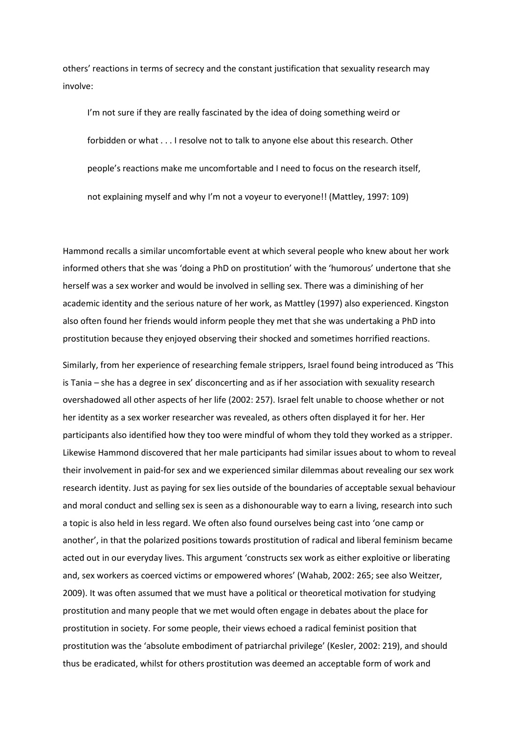others' reactions in terms of secrecy and the constant justification that sexuality research may involve:

> I'm not sure if they are really fascinated by the idea of doing something weird or forbidden or what . . . I resolve not to talk to anyone else about this research. Other people's reactions make me uncomfortable and I need to focus on the research itself, not explaining myself and why I'm not a voyeur to everyone!! (Mattley, 1997: 109)

Hammond recalls a similar uncomfortable event at which several people who knew about her work informed others that she was 'doing a PhD on prostitution' with the 'humorous' undertone that she herself was a sex worker and would be involved in selling sex. There was a diminishing of her academic identity and the serious nature of her work, as Mattley (1997) also experienced. Kingston also often found her friends would inform people they met that she was undertaking a PhD into prostitution because they enjoyed observing their shocked and sometimes horrified reactions.

Similarly, from her experience of researching female strippers, Israel found being introduced as 'This is Tania – she has a degree in sex' disconcerting and as if her association with sexuality research overshadowed all other aspects of her life (2002: 257). Israel felt unable to choose whether or not her identity as a sex worker researcher was revealed, as others often displayed it for her. Her participants also identified how they too were mindful of whom they told they worked as a stripper. Likewise Hammond discovered that her male participants had similar issues about to whom to reveal their involvement in paid-for sex and we experienced similar dilemmas about revealing our sex work research identity. Just as paying for sex lies outside of the boundaries of acceptable sexual behaviour and moral conduct and selling sex is seen as a dishonourable way to earn a living, research into such a topic is also held in less regard. We often also found ourselves being cast into 'one camp or another', in that the polarized positions towards prostitution of radical and liberal feminism became acted out in our everyday lives. This argument 'constructs sex work as either exploitive or liberating and, sex workers as coerced victims or empowered whores' (Wahab, 2002: 265; see also Weitzer, 2009). It was often assumed that we must have a political or theoretical motivation for studying prostitution and many people that we met would often engage in debates about the place for prostitution in society. For some people, their views echoed a radical feminist position that prostitution was the 'absolute embodiment of patriarchal privilege' (Kesler, 2002: 219), and should thus be eradicated, whilst for others prostitution was deemed an acceptable form of work and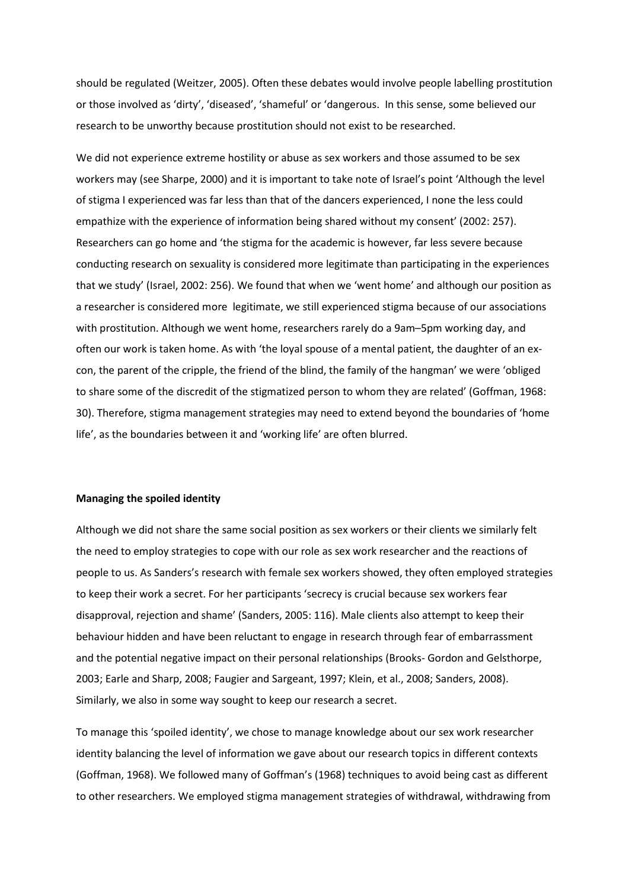should be regulated (Weitzer, 2005). Often these debates would involve people labelling prostitution or those involved as 'dirty', 'diseased', 'shameful' or 'dangerous. In this sense, some believed our research to be unworthy because prostitution should not exist to be researched.

We did not experience extreme hostility or abuse as sex workers and those assumed to be sex workers may (see Sharpe, 2000) and it is important to take note of Israel's point 'Although the level of stigma I experienced was far less than that of the dancers experienced, I none the less could empathize with the experience of information being shared without my consent' (2002: 257). Researchers can go home and 'the stigma for the academic is however, far less severe because conducting research on sexuality is considered more legitimate than participating in the experiences that we study' (Israel, 2002: 256). We found that when we 'went home' and although our position as a researcher is considered more legitimate, we still experienced stigma because of our associations with prostitution. Although we went home, researchers rarely do a 9am–5pm working day, and often our work is taken home. As with 'the loyal spouse of a mental patient, the daughter of an ex-con, the parent of the cripple, the friend of the blind, the family of the hangman' we were 'obliged to share some of the discredit of the stigmatized person to whom they are related' (Goffman, 1968: 30). Therefore, stigma management strategies may need to extend beyond the boundaries of 'home life', as the boundaries between it and 'working life' are often blurred.

**Managing the spoiled identity**

Although we did not share the same social position as sex workers or their clients we similarly felt the need to employ strategies to cope with our role as sex work researcher and the reactions of people to us. As Sanders's research with female sex workers showed, they often employed strategies to keep their work a secret. For her participants 'secrecy is crucial because sex workers fear disapproval, rejection and shame' (Sanders, 2005: 116). Male clients also attempt to keep their behaviour hidden and have been reluctant to engage in research through fear of embarrassment and the potential negative impact on their personal relationships (Brooks- Gordon and Gelsthorpe, 2003; Earle and Sharp, 2008; Faugier and Sargeant, 1997; Klein, et al., 2008; Sanders, 2008). Similarly, we also in some way sought to keep our research a secret.

To manage this 'spoiled identity', we chose to manage knowledge about our sex work researcher identity balancing the level of information we gave about our research topics in different contexts (Goffman, 1968). We followed many of Goffman's (1968) techniques to avoid being cast as different to other researchers. We employed stigma management strategies of withdrawal, withdrawing from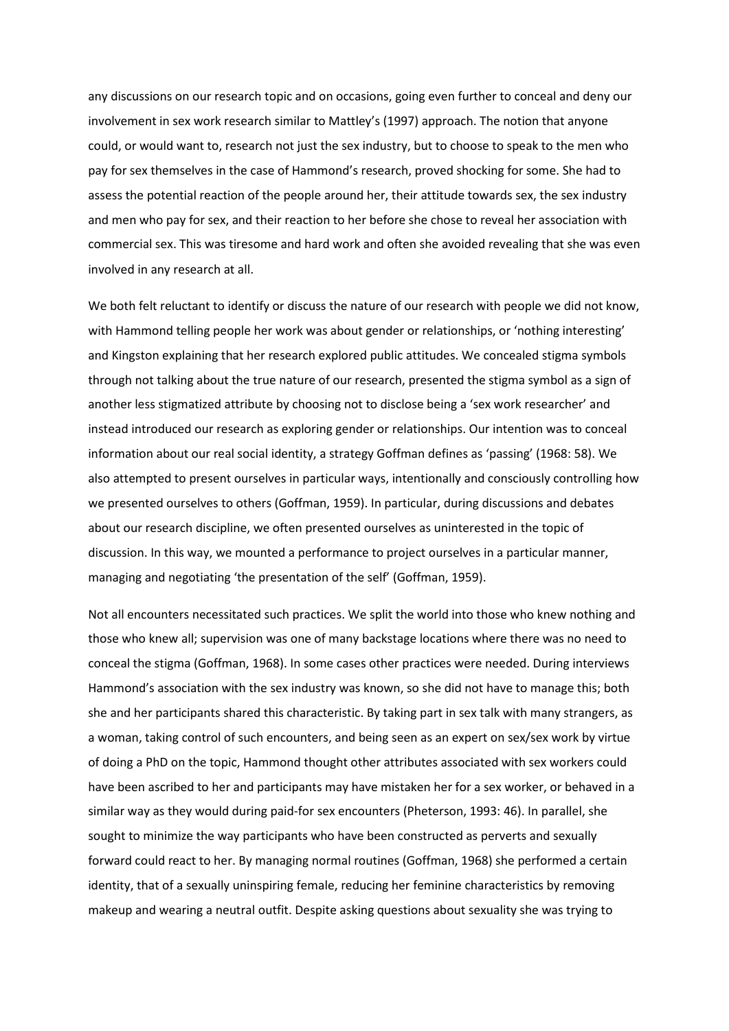any discussions on our research topic and on occasions, going even further to conceal and deny our involvement in sex work research similar to Mattley's (1997) approach. The notion that anyone could, or would want to, research not just the sex industry, but to choose to speak to the men who pay for sex themselves in the case of Hammond's research, proved shocking for some. She had to assess the potential reaction of the people around her, their attitude towards sex, the sex industry and men who pay for sex, and their reaction to her before she chose to reveal her association with commercial sex. This was tiresome and hard work and often she avoided revealing that she was even involved in any research at all.

We both felt reluctant to identify or discuss the nature of our research with people we did not know, with Hammond telling people her work was about gender or relationships, or 'nothing interesting' and Kingston explaining that her research explored public attitudes. We concealed stigma symbols through not talking about the true nature of our research, presented the stigma symbol as a sign of another less stigmatized attribute by choosing not to disclose being a 'sex work researcher' and instead introduced our research as exploring gender or relationships. Our intention was to conceal information about our real social identity, a strategy Goffman defines as 'passing' (1968: 58). We also attempted to present ourselves in particular ways, intentionally and consciously controlling how we presented ourselves to others (Goffman, 1959). In particular, during discussions and debates about our research discipline, we often presented ourselves as uninterested in the topic of discussion. In this way, we mounted a performance to project ourselves in a particular manner, managing and negotiating 'the presentation of the self' (Goffman, 1959).

Not all encounters necessitated such practices. We split the world into those who knew nothing and those who knew all; supervision was one of many backstage locations where there was no need to conceal the stigma (Goffman, 1968). In some cases other practices were needed. During interviews Hammond's association with the sex industry was known, so she did not have to manage this; both she and her participants shared this characteristic. By taking part in sex talk with many strangers, as a woman, taking control of such encounters, and being seen as an expert on sex/sex work by virtue of doing a PhD on the topic, Hammond thought other attributes associated with sex workers could have been ascribed to her and participants may have mistaken her for a sex worker, or behaved in a similar way as they would during paid-for sex encounters (Pheterson, 1993: 46). In parallel, she sought to minimize the way participants who have been constructed as perverts and sexually forward could react to her. By managing normal routines (Goffman, 1968) she performed a certain identity, that of a sexually uninspiring female, reducing her feminine characteristics by removing makeup and wearing a neutral outfit. Despite asking questions about sexuality she was trying to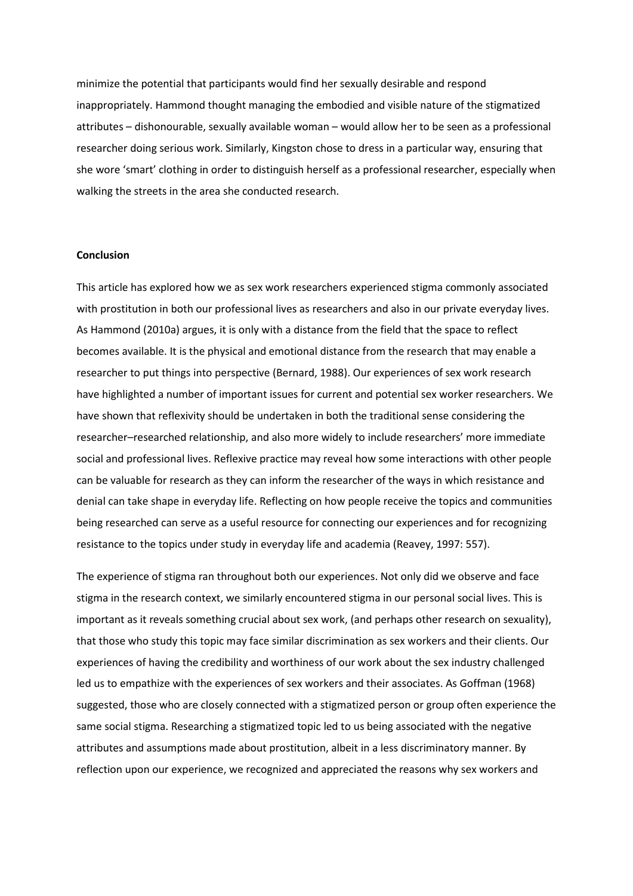minimize the potential that participants would find her sexually desirable and respond inappropriately. Hammond thought managing the embodied and visible nature of the stigmatized attributes – dishonourable, sexually available woman – would allow her to be seen as a professional researcher doing serious work. Similarly, Kingston chose to dress in a particular way, ensuring that she wore 'smart' clothing in order to distinguish herself as a professional researcher, especially when walking the streets in the area she conducted research.

**Conclusion**

This article has explored how we as sex work researchers experienced stigma commonly associated with prostitution in both our professional lives as researchers and also in our private everyday lives. As Hammond (2010a) argues, it is only with a distance from the field that the space to reflect becomes available. It is the physical and emotional distance from the research that may enable a researcher to put things into perspective (Bernard, 1988). Our experiences of sex work research have highlighted a number of important issues for current and potential sex worker researchers. We have shown that reflexivity should be undertaken in both the traditional sense considering the researcher–researched relationship, and also more widely to include researchers' more immediate social and professional lives. Reflexive practice may reveal how some interactions with other people can be valuable for research as they can inform the researcher of the ways in which resistance and denial can take shape in everyday life. Reflecting on how people receive the topics and communities being researched can serve as a useful resource for connecting our experiences and for recognizing resistance to the topics under study in everyday life and academia (Reavey, 1997: 557).

The experience of stigma ran throughout both our experiences. Not only did we observe and face stigma in the research context, we similarly encountered stigma in our personal social lives. This is important as it reveals something crucial about sex work, (and perhaps other research on sexuality), that those who study this topic may face similar discrimination as sex workers and their clients. Our experiences of having the credibility and worthiness of our work about the sex industry challenged led us to empathize with the experiences of sex workers and their associates. As Goffman (1968) suggested, those who are closely connected with a stigmatized person or group often experience the same social stigma. Researching a stigmatized topic led to us being associated with the negative attributes and assumptions made about prostitution, albeit in a less discriminatory manner. By reflection upon our experience, we recognized and appreciated the reasons why sex workers and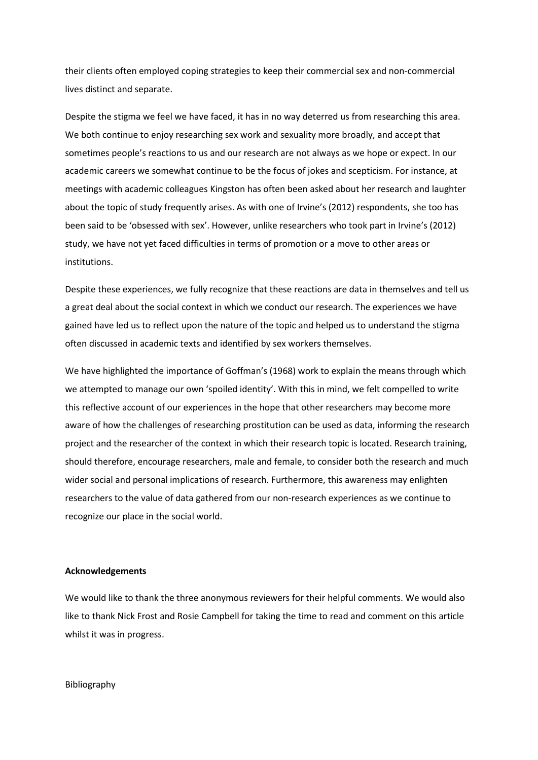their clients often employed coping strategies to keep their commercial sex and non-commercial lives distinct and separate.

Despite the stigma we feel we have faced, it has in no way deterred us from researching this area. We both continue to enjoy researching sex work and sexuality more broadly, and accept that sometimes people's reactions to us and our research are not always as we hope or expect. In our academic careers we somewhat continue to be the focus of jokes and scepticism. For instance, at meetings with academic colleagues Kingston has often been asked about her research and laughter about the topic of study frequently arises. As with one of Irvine's (2012) respondents, she too has been said to be 'obsessed with sex'. However, unlike researchers who took part in Irvine's (2012) study, we have not yet faced difficulties in terms of promotion or a move to other areas or institutions.

Despite these experiences, we fully recognize that these reactions are data in themselves and tell us a great deal about the social context in which we conduct our research. The experiences we have gained have led us to reflect upon the nature of the topic and helped us to understand the stigma often discussed in academic texts and identified by sex workers themselves.

We have highlighted the importance of Goffman's (1968) work to explain the means through which we attempted to manage our own 'spoiled identity'. With this in mind, we felt compelled to write this reflective account of our experiences in the hope that other researchers may become more aware of how the challenges of researching prostitution can be used as data, informing the research project and the researcher of the context in which their research topic is located. Research training, should therefore, encourage researchers, male and female, to consider both the research and much wider social and personal implications of research. Furthermore, this awareness may enlighten researchers to the value of data gathered from our non-research experiences as we continue to recognize our place in the social world.

**Acknowledgements**

We would like to thank the three anonymous reviewers for their helpful comments. We would also like to thank Nick Frost and Rosie Campbell for taking the time to read and comment on this article whilst it was in progress.

Bibliography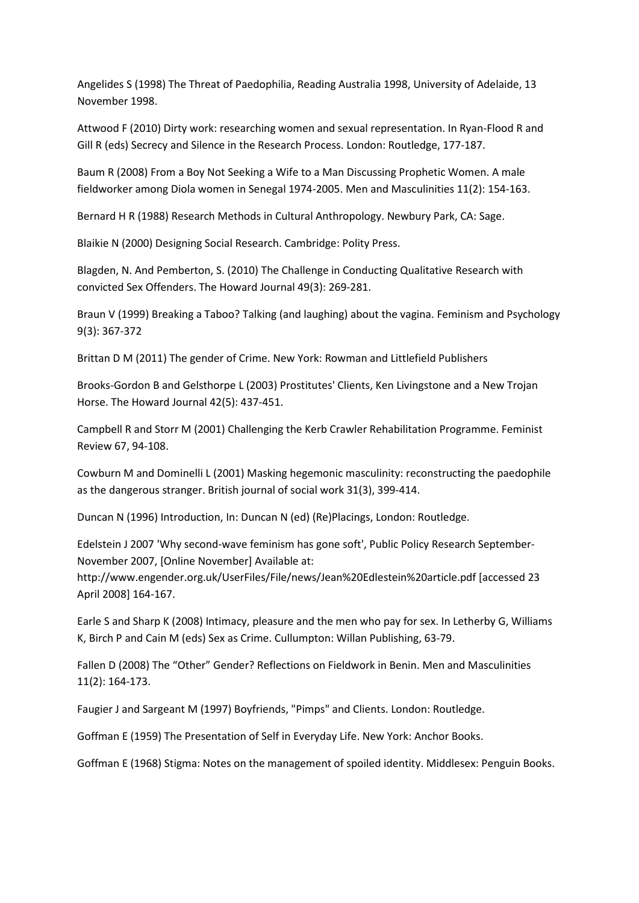Angelides S (1998) The Threat of Paedophilia, Reading Australia 1998, University of Adelaide, 13 November 1998.

Attwood F (2010) Dirty work: researching women and sexual representation. In Ryan-Flood R and Gill R (eds) Secrecy and Silence in the Research Process. London: Routledge, 177-187.

Baum R (2008) From a Boy Not Seeking a Wife to a Man Discussing Prophetic Women. A male fieldworker among Diola women in Senegal 1974-2005. Men and Masculinities 11(2): 154-163.

Bernard H R (1988) Research Methods in Cultural Anthropology. Newbury Park, CA: Sage.

Blaikie N (2000) Designing Social Research. Cambridge: Polity Press.

Blagden, N. And Pemberton, S. (2010) The Challenge in Conducting Qualitative Research with convicted Sex Offenders. The Howard Journal 49(3): 269-281.

Braun V (1999) Breaking a Taboo? Talking (and laughing) about the vagina. Feminism and Psychology 9(3): 367-372

Brittan D M (2011) The gender of Crime. New York: Rowman and Littlefield Publishers

Brooks-Gordon B and Gelsthorpe L (2003) Prostitutes' Clients, Ken Livingstone and a New Trojan Horse. The Howard Journal 42(5): 437-451.

Campbell R and Storr M (2001) Challenging the Kerb Crawler Rehabilitation Programme. Feminist Review 67, 94-108.

Cowburn M and Dominelli L (2001) Masking hegemonic masculinity: reconstructing the paedophile as the dangerous stranger. British journal of social work 31(3), 399-414.

Duncan N (1996) Introduction, In: Duncan N (ed) (Re)Placings, London: Routledge.

Edelstein J 2007 'Why second-wave feminism has gone soft', Public Policy Research September-November 2007, [Online November] Available at: http://www.engender.org.uk/UserFiles/File/news/Jean%20Edlestein%20article.pdf [accessed 23 April 2008] 164-167.

Earle S and Sharp K (2008) Intimacy, pleasure and the men who pay for sex. In Letherby G, Williams K, Birch P and Cain M (eds) Sex as Crime. Cullumpton: Willan Publishing, 63-79.

Fallen D (2008) The "Other" Gender? Reflections on Fieldwork in Benin. Men and Masculinities 11(2): 164-173.

Faugier J and Sargeant M (1997) Boyfriends, "Pimps" and Clients. London: Routledge.

Goffman E (1959) The Presentation of Self in Everyday Life. New York: Anchor Books.

Goffman E (1968) Stigma: Notes on the management of spoiled identity. Middlesex: Penguin Books.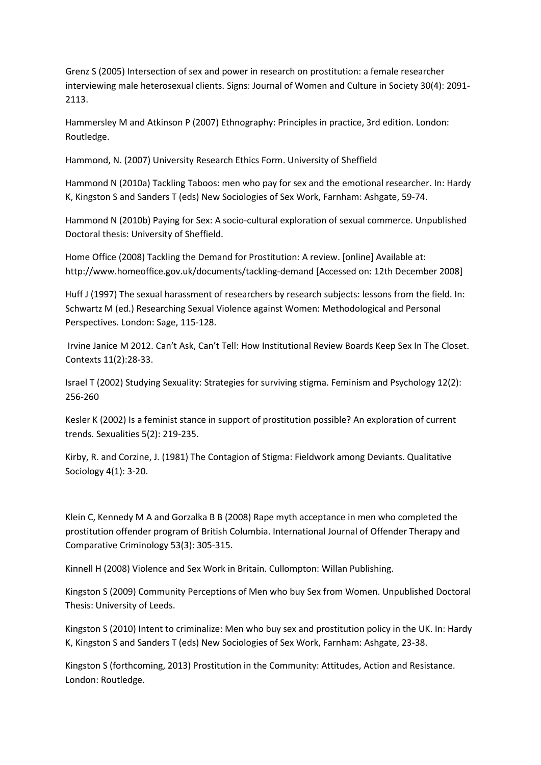Grenz S (2005) Intersection of sex and power in research on prostitution: a female researcher interviewing male heterosexual clients. Signs: Journal of Women and Culture in Society 30(4): 2091-2113.

Hammersley M and Atkinson P (2007) Ethnography: Principles in practice, 3rd edition. London: Routledge.

Hammond, N. (2007) University Research Ethics Form. University of Sheffield

Hammond N (2010a) Tackling Taboos: men who pay for sex and the emotional researcher. In: Hardy K, Kingston S and Sanders T (eds) New Sociologies of Sex Work, Farnham: Ashgate, 59-74.

Hammond N (2010b) Paying for Sex: A socio-cultural exploration of sexual commerce. Unpublished Doctoral thesis: University of Sheffield.

Home Office (2008) Tackling the Demand for Prostitution: A review. [online] Available at: http://www.homeoffice.gov.uk/documents/tackling-demand [Accessed on: 12th December 2008]

Huff J (1997) The sexual harassment of researchers by research subjects: lessons from the field. In: Schwartz M (ed.) Researching Sexual Violence against Women: Methodological and Personal Perspectives. London: Sage, 115-128.

Irvine Janice M 2012. Can't Ask, Can't Tell: How Institutional Review Boards Keep Sex In The Closet. Contexts 11(2):28-33.

Israel T (2002) Studying Sexuality: Strategies for surviving stigma. Feminism and Psychology 12(2): 256-260

Kesler K (2002) Is a feminist stance in support of prostitution possible? An exploration of current trends. Sexualities 5(2): 219-235.

Kirby, R. and Corzine, J. (1981) The Contagion of Stigma: Fieldwork among Deviants. Qualitative Sociology 4(1): 3-20.

Klein C, Kennedy M A and Gorzalka B B (2008) Rape myth acceptance in men who completed the prostitution offender program of British Columbia. International Journal of Offender Therapy and Comparative Criminology 53(3): 305-315.

Kinnell H (2008) Violence and Sex Work in Britain. Cullompton: Willan Publishing.

Kingston S (2009) Community Perceptions of Men who buy Sex from Women. Unpublished Doctoral Thesis: University of Leeds.

Kingston S (2010) Intent to criminalize: Men who buy sex and prostitution policy in the UK. In: Hardy K, Kingston S and Sanders T (eds) New Sociologies of Sex Work, Farnham: Ashgate, 23-38.

Kingston S (forthcoming, 2013) Prostitution in the Community: Attitudes, Action and Resistance. London: Routledge.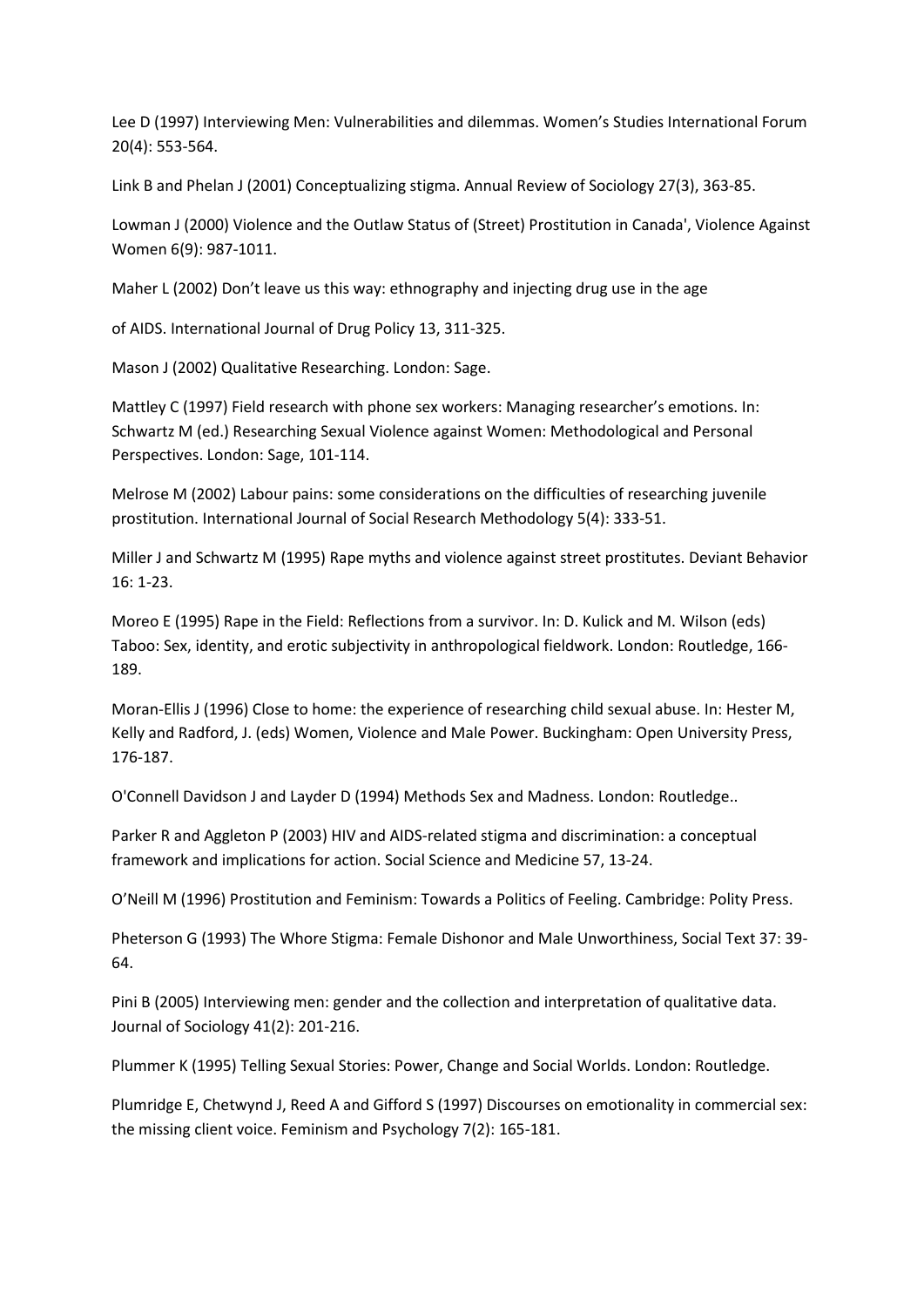Lee D (1997) Interviewing Men: Vulnerabilities and dilemmas. Women's Studies International Forum 20(4): 553-564.

Link B and Phelan J (2001) Conceptualizing stigma. Annual Review of Sociology 27(3), 363-85.

Lowman J (2000) Violence and the Outlaw Status of (Street) Prostitution in Canada', Violence Against Women 6(9): 987-1011.

Maher L (2002) Don't leave us this way: ethnography and injecting drug use in the age

of AIDS. International Journal of Drug Policy 13, 311-325.

Mason J (2002) Qualitative Researching. London: Sage.

Mattley C (1997) Field research with phone sex workers: Managing researcher's emotions. In: Schwartz M (ed.) Researching Sexual Violence against Women: Methodological and Personal Perspectives. London: Sage, 101-114.

Melrose M (2002) Labour pains: some considerations on the difficulties of researching juvenile prostitution. International Journal of Social Research Methodology 5(4): 333-51.

Miller J and Schwartz M (1995) Rape myths and violence against street prostitutes. Deviant Behavior 16: 1-23.

Moreo E (1995) Rape in the Field: Reflections from a survivor. In: D. Kulick and M. Wilson (eds) Taboo: Sex, identity, and erotic subjectivity in anthropological fieldwork. London: Routledge, 166-189.

Moran-Ellis J (1996) Close to home: the experience of researching child sexual abuse. In: Hester M, Kelly and Radford, J. (eds) Women, Violence and Male Power. Buckingham: Open University Press, 176-187.

O'Connell Davidson J and Layder D (1994) Methods Sex and Madness. London: Routledge..

Parker R and Aggleton P (2003) HIV and AIDS-related stigma and discrimination: a conceptual framework and implications for action. Social Science and Medicine 57, 13-24.

O'Neill M (1996) Prostitution and Feminism: Towards a Politics of Feeling. Cambridge: Polity Press.

Pheterson G (1993) The Whore Stigma: Female Dishonor and Male Unworthiness, Social Text 37: 39-64.

Pini B (2005) Interviewing men: gender and the collection and interpretation of qualitative data. Journal of Sociology 41(2): 201-216.

Plummer K (1995) Telling Sexual Stories: Power, Change and Social Worlds. London: Routledge.

Plumridge E, Chetwynd J, Reed A and Gifford S (1997) Discourses on emotionality in commercial sex: the missing client voice. Feminism and Psychology 7(2): 165-181.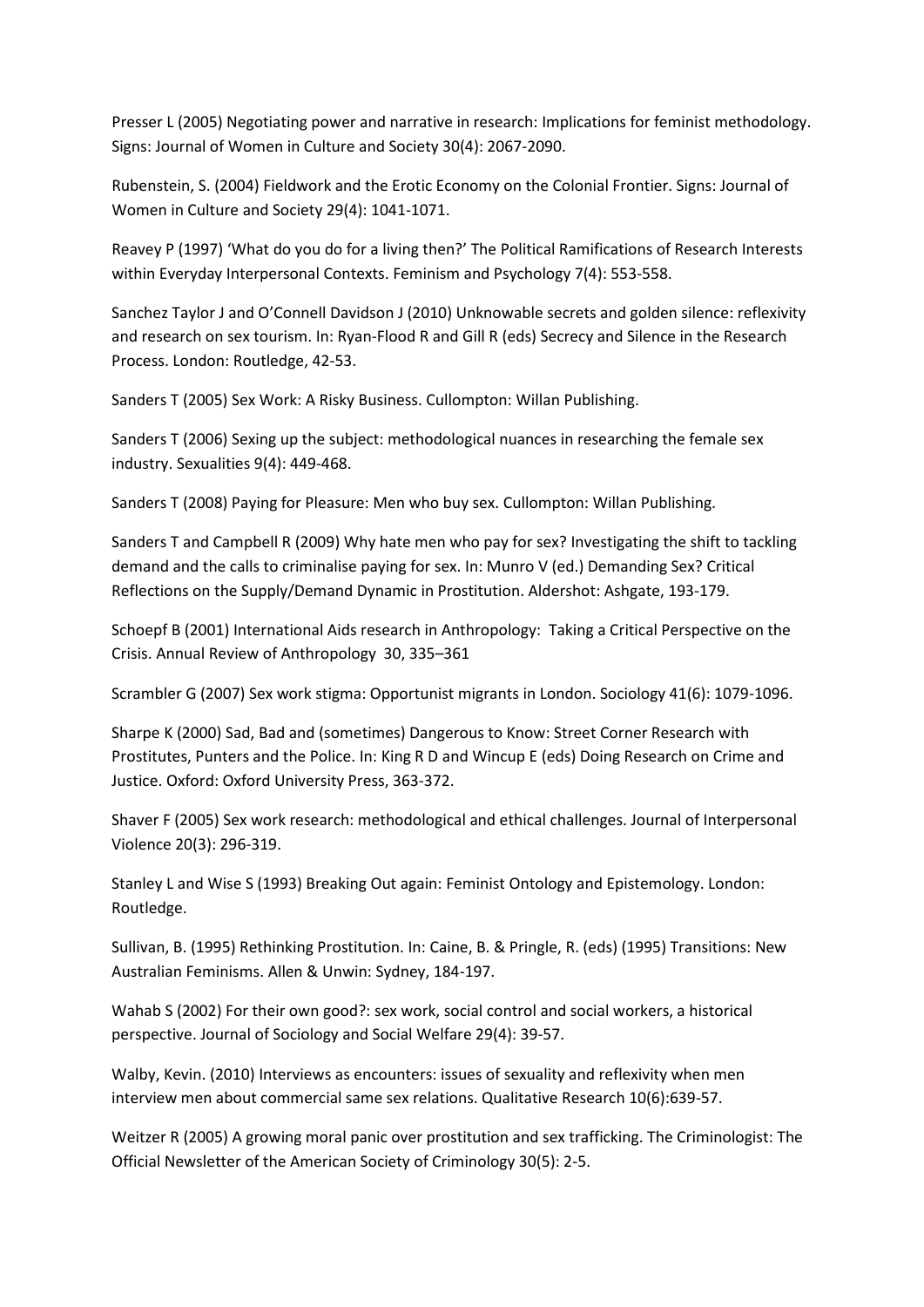Presser L (2005) Negotiating power and narrative in research: Implications for feminist methodology. Signs: Journal of Women in Culture and Society 30(4): 2067-2090.

Rubenstein, S. (2004) Fieldwork and the Erotic Economy on the Colonial Frontier. Signs: Journal of Women in Culture and Society 29(4): 1041-1071.

Reavey P (1997) 'What do you do for a living then?' The Political Ramifications of Research Interests within Everyday Interpersonal Contexts. Feminism and Psychology 7(4): 553-558.

Sanchez Taylor J and O'Connell Davidson J (2010) Unknowable secrets and golden silence: reflexivity and research on sex tourism. In: Ryan-Flood R and Gill R (eds) Secrecy and Silence in the Research Process. London: Routledge, 42-53.

Sanders T (2005) Sex Work: A Risky Business. Cullompton: Willan Publishing.

Sanders T (2006) Sexing up the subject: methodological nuances in researching the female sex industry. Sexualities 9(4): 449-468.

Sanders T (2008) Paying for Pleasure: Men who buy sex. Cullompton: Willan Publishing.

Sanders T and Campbell R (2009) Why hate men who pay for sex? Investigating the shift to tackling demand and the calls to criminalise paying for sex. In: Munro V (ed.) Demanding Sex? Critical Reflections on the Supply/Demand Dynamic in Prostitution. Aldershot: Ashgate, 193-179.

Schoepf B (2001) International Aids research in Anthropology: Taking a Critical Perspective on the Crisis. Annual Review of Anthropology 30, 335–361

Scrambler G (2007) Sex work stigma: Opportunist migrants in London. Sociology 41(6): 1079-1096.

Sharpe K (2000) Sad, Bad and (sometimes) Dangerous to Know: Street Corner Research with Prostitutes, Punters and the Police. In: King R D and Wincup E (eds) Doing Research on Crime and Justice. Oxford: Oxford University Press, 363-372.

Shaver F (2005) Sex work research: methodological and ethical challenges. Journal of Interpersonal Violence 20(3): 296-319.

Stanley L and Wise S (1993) Breaking Out again: Feminist Ontology and Epistemology. London: Routledge.

Sullivan, B. (1995) Rethinking Prostitution. In: Caine, B. & Pringle, R. (eds) (1995) Transitions: New Australian Feminisms. Allen & Unwin: Sydney, 184-197.

Wahab S (2002) For their own good?: sex work, social control and social workers, a historical perspective. Journal of Sociology and Social Welfare 29(4): 39-57.

Walby, Kevin. (2010) Interviews as encounters: issues of sexuality and reflexivity when men interview men about commercial same sex relations. Qualitative Research 10(6):639-57.

Weitzer R (2005) A growing moral panic over prostitution and sex trafficking. The Criminologist: The Official Newsletter of the American Society of Criminology 30(5): 2-5.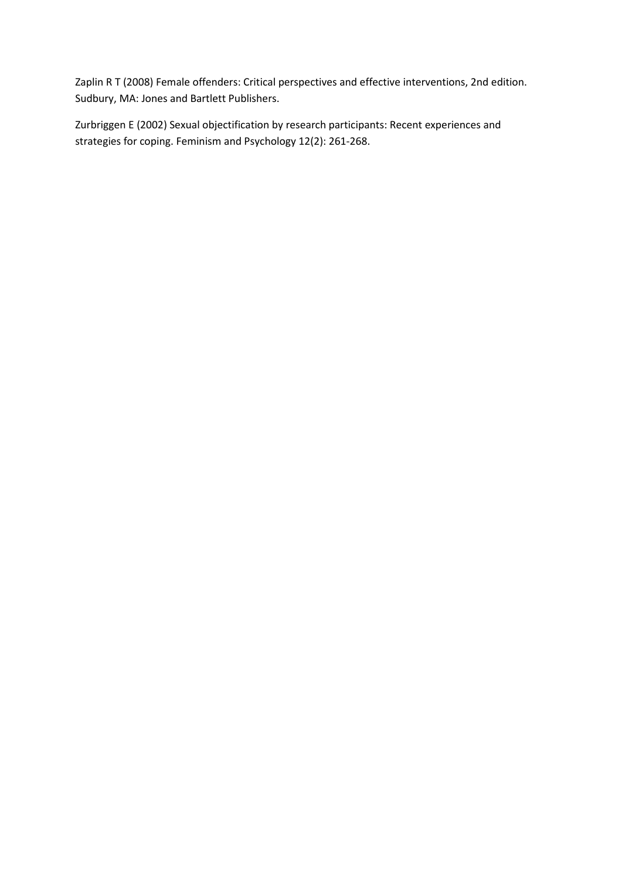Zaplin R T (2008) Female offenders: Critical perspectives and effective interventions, 2nd edition. Sudbury, MA: Jones and Bartlett Publishers.

Zurbriggen E (2002) Sexual objectification by research participants: Recent experiences and strategies for coping. Feminism and Psychology 12(2): 261-268.